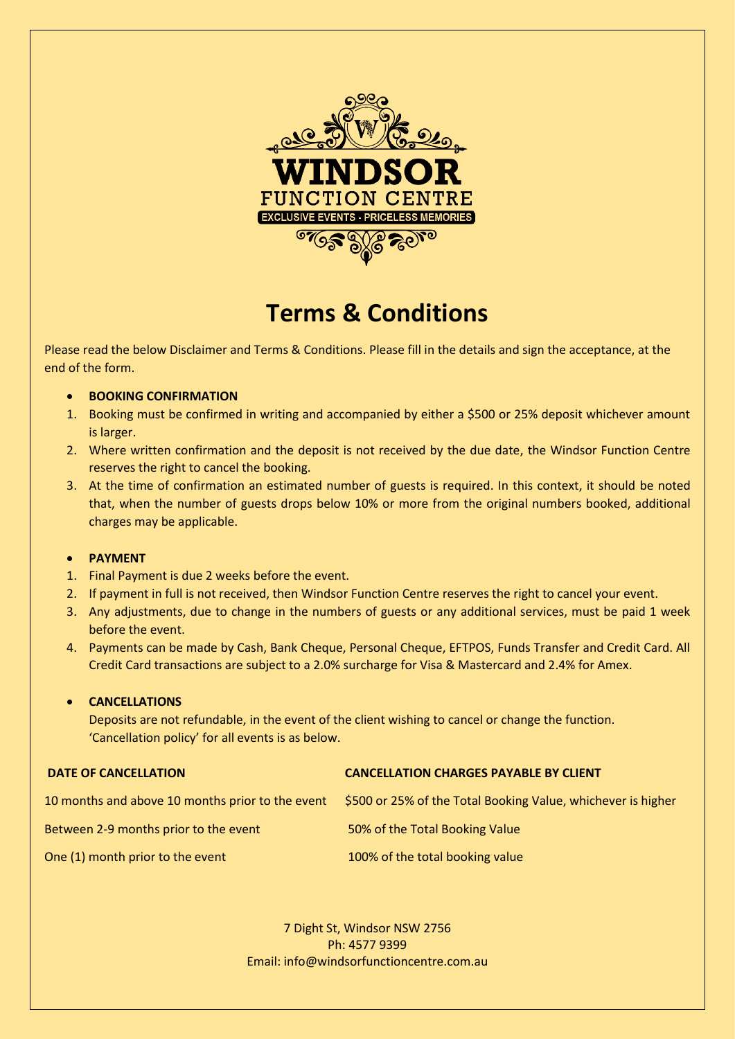# WINDSOR
## FUNCTION CENTRE
EXCLUSIVE EVENTS - PRICELESS MEMORIES

# Terms & Conditions

Please read the below Disclaimer and Terms & Conditions. Please fill in the details and sign the acceptance, at the end of the form.

- **BOOKING CONFIRMATION**

1. Booking must be confirmed in writing and accompanied by either a $500 or 25% deposit whichever amount is larger.
2. Where written confirmation and the deposit is not received by the due date, the Windsor Function Centre reserves the right to cancel the booking.
3. At the time of confirmation an estimated number of guests is required. In this context, it should be noted that, when the number of guests drops below 10% or more from the original numbers booked, additional charges may be applicable.

- **PAYMENT**

1. Final Payment is due 2 weeks before the event.
2. If payment in full is not received, then Windsor Function Centre reserves the right to cancel your event.
3. Any adjustments, due to change in the numbers of guests or any additional services, must be paid 1 week before the event.
4. Payments can be made by Cash, Bank Cheque, Personal Cheque, EFTPOS, Funds Transfer and Credit Card. All Credit Card transactions are subject to a 2.0% surcharge for Visa & Mastercard and 2.4% for Amex.

- **CANCELLATIONS**

  Deposits are not refundable, in the event of the client wishing to cancel or change the function. 'Cancellation policy' for all events is as below.

| DATE OF CANCELLATION | CANCELLATION CHARGES PAYABLE BY CLIENT |
|---|---|
| 10 months and above 10 months prior to the event | $500 or 25% of the Total Booking Value, whichever is higher |
| Between 2-9 months prior to the event | 50% of the Total Booking Value |
| One (1) month prior to the event | 100% of the total booking value |

7 Dight St, Windsor NSW 2756
Ph: 4577 9399
Email: info@windsorfunctioncentre.com.au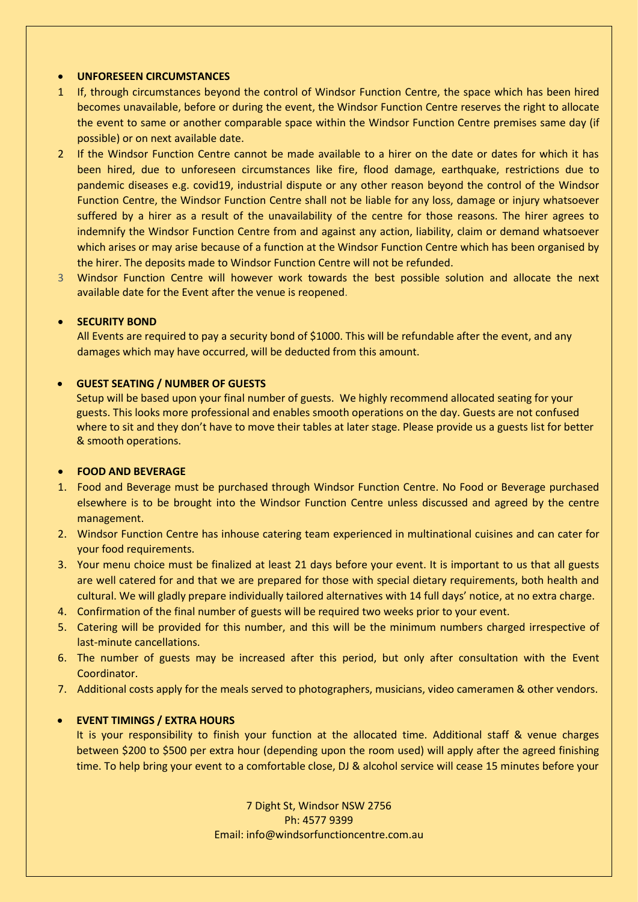- **UNFORESEEN CIRCUMSTANCES**

1 If, through circumstances beyond the control of Windsor Function Centre, the space which has been hired becomes unavailable, before or during the event, the Windsor Function Centre reserves the right to allocate the event to same or another comparable space within the Windsor Function Centre premises same day (if possible) or on next available date.

2 If the Windsor Function Centre cannot be made available to a hirer on the date or dates for which it has been hired, due to unforeseen circumstances like fire, flood damage, earthquake, restrictions due to pandemic diseases e.g. covid19, industrial dispute or any other reason beyond the control of the Windsor Function Centre, the Windsor Function Centre shall not be liable for any loss, damage or injury whatsoever suffered by a hirer as a result of the unavailability of the centre for those reasons. The hirer agrees to indemnify the Windsor Function Centre from and against any action, liability, claim or demand whatsoever which arises or may arise because of a function at the Windsor Function Centre which has been organised by the hirer. The deposits made to Windsor Function Centre will not be refunded.

3 Windsor Function Centre will however work towards the best possible solution and allocate the next available date for the Event after the venue is reopened.

- **SECURITY BOND**

  All Events are required to pay a security bond of $1000. This will be refundable after the event, and any damages which may have occurred, will be deducted from this amount.

- **GUEST SEATING / NUMBER OF GUESTS**

  Setup will be based upon your final number of guests. We highly recommend allocated seating for your guests. This looks more professional and enables smooth operations on the day. Guests are not confused where to sit and they don't have to move their tables at later stage. Please provide us a guests list for better & smooth operations.

- **FOOD AND BEVERAGE**

1. Food and Beverage must be purchased through Windsor Function Centre. No Food or Beverage purchased elsewhere is to be brought into the Windsor Function Centre unless discussed and agreed by the centre management.
2. Windsor Function Centre has inhouse catering team experienced in multinational cuisines and can cater for your food requirements.
3. Your menu choice must be finalized at least 21 days before your event. It is important to us that all guests are well catered for and that we are prepared for those with special dietary requirements, both health and cultural. We will gladly prepare individually tailored alternatives with 14 full days' notice, at no extra charge.
4. Confirmation of the final number of guests will be required two weeks prior to your event.
5. Catering will be provided for this number, and this will be the minimum numbers charged irrespective of last-minute cancellations.
6. The number of guests may be increased after this period, but only after consultation with the Event Coordinator.
7. Additional costs apply for the meals served to photographers, musicians, video cameramen & other vendors.

- **EVENT TIMINGS / EXTRA HOURS**

  It is your responsibility to finish your function at the allocated time. Additional staff & venue charges between $200 to $500 per extra hour (depending upon the room used) will apply after the agreed finishing time. To help bring your event to a comfortable close, DJ & alcohol service will cease 15 minutes before your

7 Dight St, Windsor NSW 2756
Ph: 4577 9399
Email: info@windsorfunctioncentre.com.au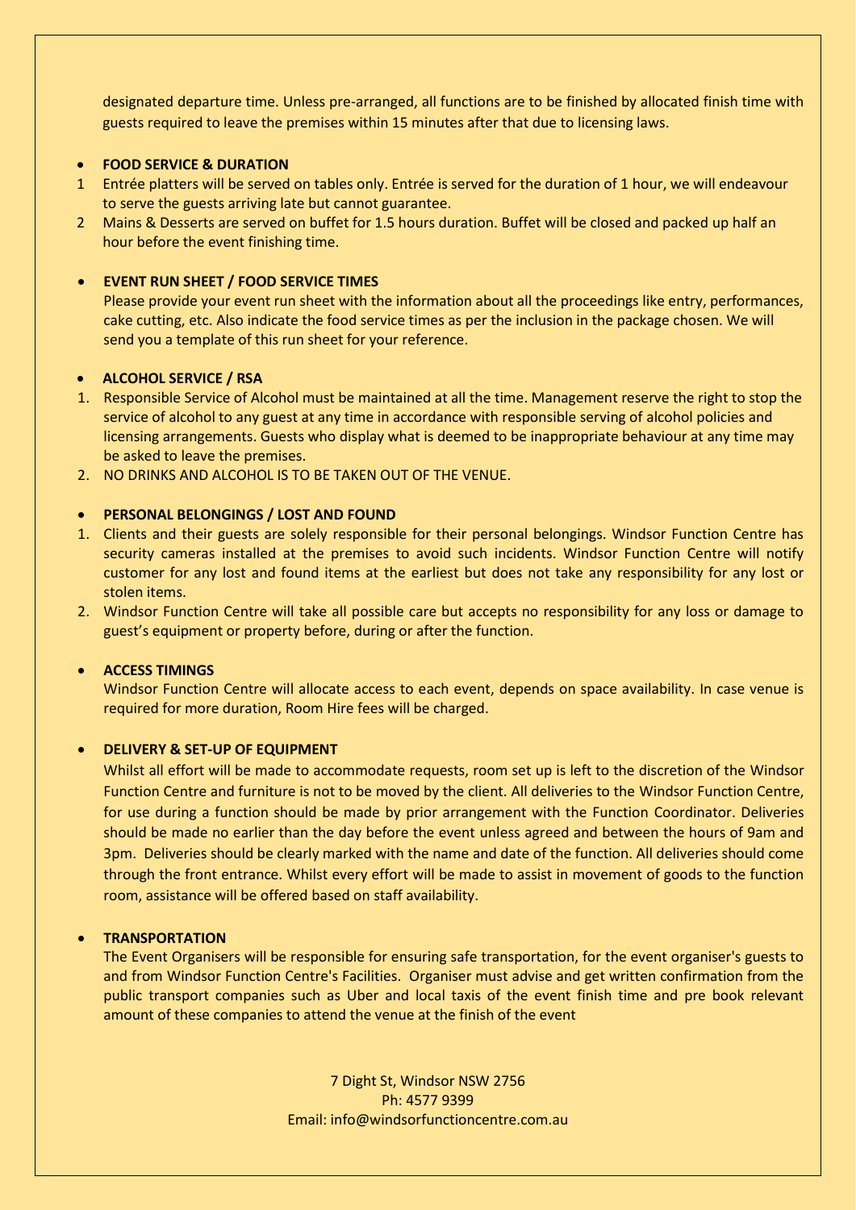designated departure time. Unless pre-arranged, all functions are to be finished by allocated finish time with guests required to leave the premises within 15 minutes after that due to licensing laws.

- **FOOD SERVICE & DURATION**

1. Entrée platters will be served on tables only. Entrée is served for the duration of 1 hour, we will endeavour to serve the guests arriving late but cannot guarantee.
2. Mains & Desserts are served on buffet for 1.5 hours duration. Buffet will be closed and packed up half an hour before the event finishing time.

- **EVENT RUN SHEET / FOOD SERVICE TIMES**

Please provide your event run sheet with the information about all the proceedings like entry, performances, cake cutting, etc. Also indicate the food service times as per the inclusion in the package chosen. We will send you a template of this run sheet for your reference.

- **ALCOHOL SERVICE / RSA**

1. Responsible Service of Alcohol must be maintained at all the time. Management reserve the right to stop the service of alcohol to any guest at any time in accordance with responsible serving of alcohol policies and licensing arrangements. Guests who display what is deemed to be inappropriate behaviour at any time may be asked to leave the premises.
2. NO DRINKS AND ALCOHOL IS TO BE TAKEN OUT OF THE VENUE.

- **PERSONAL BELONGINGS / LOST AND FOUND**

1. Clients and their guests are solely responsible for their personal belongings. Windsor Function Centre has security cameras installed at the premises to avoid such incidents. Windsor Function Centre will notify customer for any lost and found items at the earliest but does not take any responsibility for any lost or stolen items.
2. Windsor Function Centre will take all possible care but accepts no responsibility for any loss or damage to guest's equipment or property before, during or after the function.

- **ACCESS TIMINGS**

Windsor Function Centre will allocate access to each event, depends on space availability. In case venue is required for more duration, Room Hire fees will be charged.

- **DELIVERY & SET-UP OF EQUIPMENT**

Whilst all effort will be made to accommodate requests, room set up is left to the discretion of the Windsor Function Centre and furniture is not to be moved by the client. All deliveries to the Windsor Function Centre, for use during a function should be made by prior arrangement with the Function Coordinator. Deliveries should be made no earlier than the day before the event unless agreed and between the hours of 9am and 3pm. Deliveries should be clearly marked with the name and date of the function. All deliveries should come through the front entrance. Whilst every effort will be made to assist in movement of goods to the function room, assistance will be offered based on staff availability.

- **TRANSPORTATION**

The Event Organisers will be responsible for ensuring safe transportation, for the event organiser's guests to and from Windsor Function Centre's Facilities. Organiser must advise and get written confirmation from the public transport companies such as Uber and local taxis of the event finish time and pre book relevant amount of these companies to attend the venue at the finish of the event

7 Dight St, Windsor NSW 2756
Ph: 4577 9399
Email: info@windsorfunctioncentre.com.au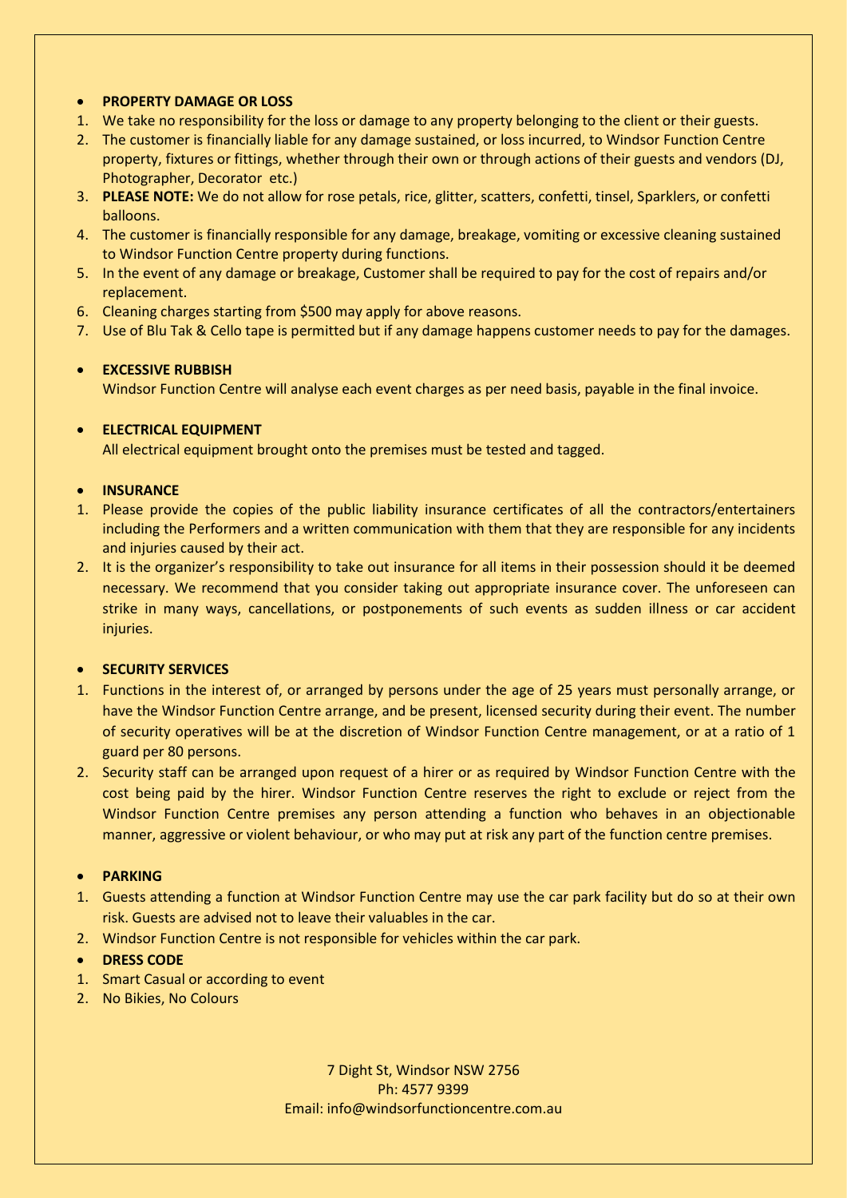- **PROPERTY DAMAGE OR LOSS**

1. We take no responsibility for the loss or damage to any property belonging to the client or their guests.
2. The customer is financially liable for any damage sustained, or loss incurred, to Windsor Function Centre property, fixtures or fittings, whether through their own or through actions of their guests and vendors (DJ, Photographer, Decorator etc.)
3. **PLEASE NOTE:** We do not allow for rose petals, rice, glitter, scatters, confetti, tinsel, Sparklers, or confetti balloons.
4. The customer is financially responsible for any damage, breakage, vomiting or excessive cleaning sustained to Windsor Function Centre property during functions.
5. In the event of any damage or breakage, Customer shall be required to pay for the cost of repairs and/or replacement.
6. Cleaning charges starting from $500 may apply for above reasons.
7. Use of Blu Tak & Cello tape is permitted but if any damage happens customer needs to pay for the damages.

- **EXCESSIVE RUBBISH**

  Windsor Function Centre will analyse each event charges as per need basis, payable in the final invoice.

- **ELECTRICAL EQUIPMENT**

  All electrical equipment brought onto the premises must be tested and tagged.

- **INSURANCE**

1. Please provide the copies of the public liability insurance certificates of all the contractors/entertainers including the Performers and a written communication with them that they are responsible for any incidents and injuries caused by their act.
2. It is the organizer's responsibility to take out insurance for all items in their possession should it be deemed necessary. We recommend that you consider taking out appropriate insurance cover. The unforeseen can strike in many ways, cancellations, or postponements of such events as sudden illness or car accident injuries.

- **SECURITY SERVICES**

1. Functions in the interest of, or arranged by persons under the age of 25 years must personally arrange, or have the Windsor Function Centre arrange, and be present, licensed security during their event. The number of security operatives will be at the discretion of Windsor Function Centre management, or at a ratio of 1 guard per 80 persons.
2. Security staff can be arranged upon request of a hirer or as required by Windsor Function Centre with the cost being paid by the hirer. Windsor Function Centre reserves the right to exclude or reject from the Windsor Function Centre premises any person attending a function who behaves in an objectionable manner, aggressive or violent behaviour, or who may put at risk any part of the function centre premises.

- **PARKING**

1. Guests attending a function at Windsor Function Centre may use the car park facility but do so at their own risk. Guests are advised not to leave their valuables in the car.
2. Windsor Function Centre is not responsible for vehicles within the car park.

- **DRESS CODE**

1. Smart Casual or according to event
2. No Bikies, No Colours

7 Dight St, Windsor NSW 2756
Ph: 4577 9399
Email: info@windsorfunctioncentre.com.au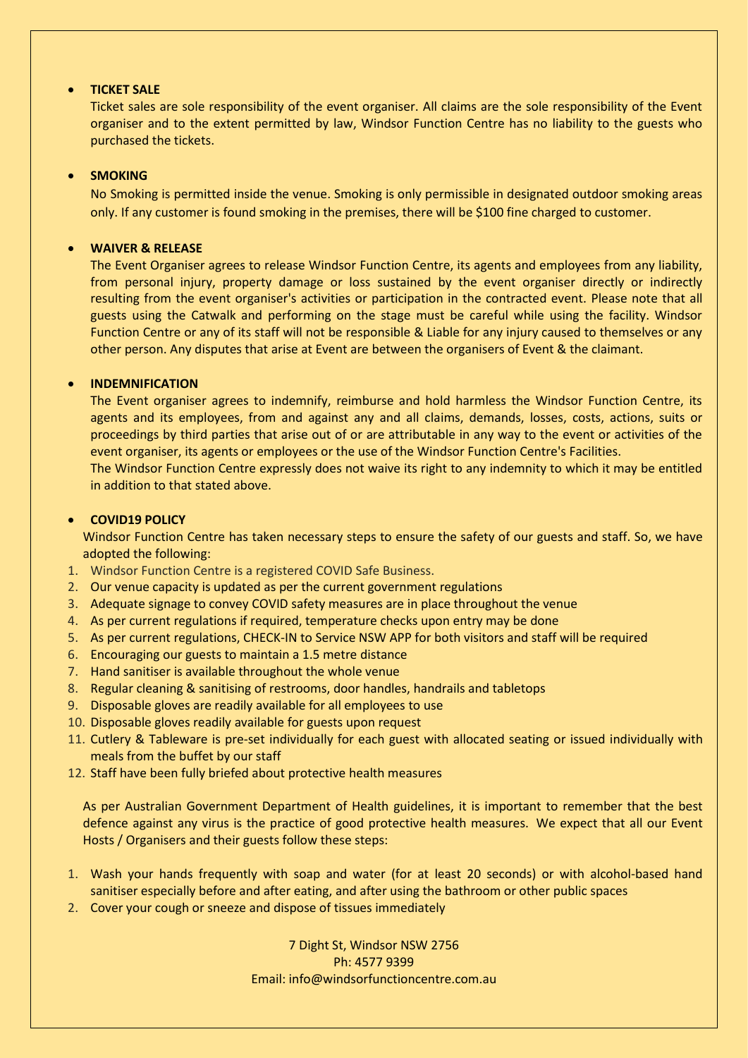- **TICKET SALE**

  Ticket sales are sole responsibility of the event organiser. All claims are the sole responsibility of the Event organiser and to the extent permitted by law, Windsor Function Centre has no liability to the guests who purchased the tickets.

- **SMOKING**

  No Smoking is permitted inside the venue. Smoking is only permissible in designated outdoor smoking areas only. If any customer is found smoking in the premises, there will be $100 fine charged to customer.

- **WAIVER & RELEASE**

  The Event Organiser agrees to release Windsor Function Centre, its agents and employees from any liability, from personal injury, property damage or loss sustained by the event organiser directly or indirectly resulting from the event organiser's activities or participation in the contracted event. Please note that all guests using the Catwalk and performing on the stage must be careful while using the facility. Windsor Function Centre or any of its staff will not be responsible & Liable for any injury caused to themselves or any other person. Any disputes that arise at Event are between the organisers of Event & the claimant.

- **INDEMNIFICATION**

  The Event organiser agrees to indemnify, reimburse and hold harmless the Windsor Function Centre, its agents and its employees, from and against any and all claims, demands, losses, costs, actions, suits or proceedings by third parties that arise out of or are attributable in any way to the event or activities of the event organiser, its agents or employees or the use of the Windsor Function Centre's Facilities.

  The Windsor Function Centre expressly does not waive its right to any indemnity to which it may be entitled in addition to that stated above.

- **COVID19 POLICY**

  Windsor Function Centre has taken necessary steps to ensure the safety of our guests and staff. So, we have adopted the following:

1. Windsor Function Centre is a registered COVID Safe Business.
2. Our venue capacity is updated as per the current government regulations
3. Adequate signage to convey COVID safety measures are in place throughout the venue
4. As per current regulations if required, temperature checks upon entry may be done
5. As per current regulations, CHECK-IN to Service NSW APP for both visitors and staff will be required
6. Encouraging our guests to maintain a 1.5 metre distance
7. Hand sanitiser is available throughout the whole venue
8. Regular cleaning & sanitising of restrooms, door handles, handrails and tabletops
9. Disposable gloves are readily available for all employees to use
10. Disposable gloves readily available for guests upon request
11. Cutlery & Tableware is pre-set individually for each guest with allocated seating or issued individually with meals from the buffet by our staff
12. Staff have been fully briefed about protective health measures

As per Australian Government Department of Health guidelines, it is important to remember that the best defence against any virus is the practice of good protective health measures. We expect that all our Event Hosts / Organisers and their guests follow these steps:

1. Wash your hands frequently with soap and water (for at least 20 seconds) or with alcohol-based hand sanitiser especially before and after eating, and after using the bathroom or other public spaces
2. Cover your cough or sneeze and dispose of tissues immediately

7 Dight St, Windsor NSW 2756
Ph: 4577 9399
Email: info@windsorfunctioncentre.com.au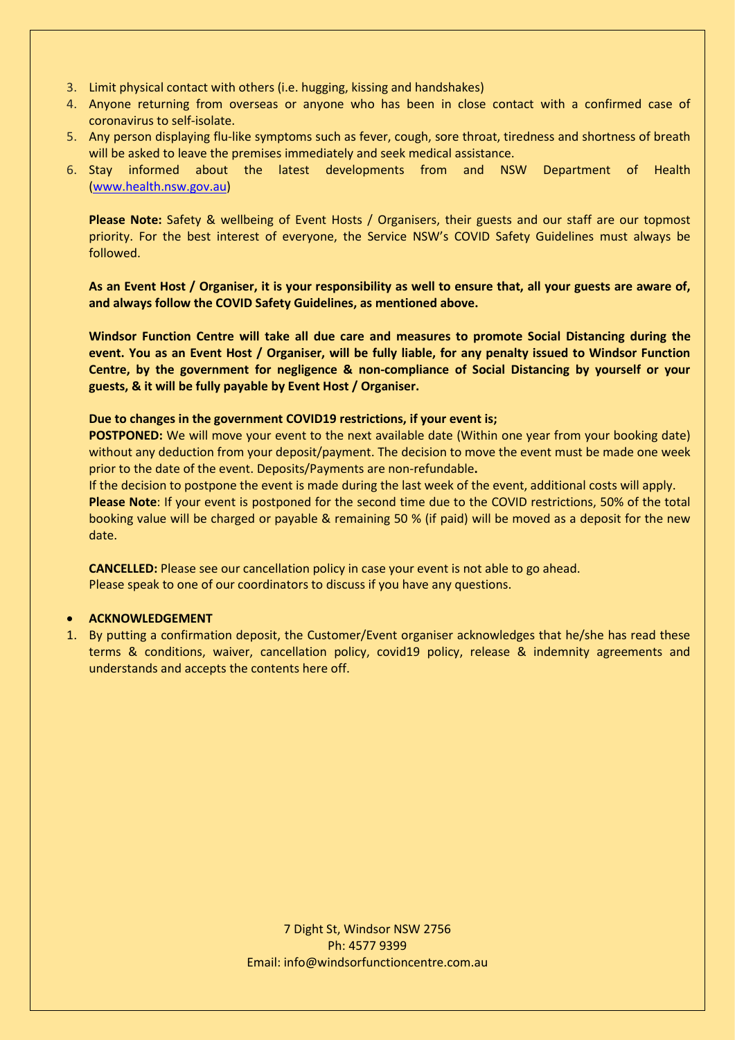3. Limit physical contact with others (i.e. hugging, kissing and handshakes)
4. Anyone returning from overseas or anyone who has been in close contact with a confirmed case of coronavirus to self-isolate.
5. Any person displaying flu-like symptoms such as fever, cough, sore throat, tiredness and shortness of breath will be asked to leave the premises immediately and seek medical assistance.
6. Stay informed about the latest developments from and NSW Department of Health ([www.health.nsw.gov.au](www.health.nsw.gov.au))

   **Please Note:** Safety & wellbeing of Event Hosts / Organisers, their guests and our staff are our topmost priority. For the best interest of everyone, the Service NSW's COVID Safety Guidelines must always be followed.

   **As an Event Host / Organiser, it is your responsibility as well to ensure that, all your guests are aware of, and always follow the COVID Safety Guidelines, as mentioned above.**

   **Windsor Function Centre will take all due care and measures to promote Social Distancing during the event. You as an Event Host / Organiser, will be fully liable, for any penalty issued to Windsor Function Centre, by the government for negligence & non-compliance of Social Distancing by yourself or your guests, & it will be fully payable by Event Host / Organiser.**

   **Due to changes in the government COVID19 restrictions, if your event is;**
   **POSTPONED:** We will move your event to the next available date (Within one year from your booking date) without any deduction from your deposit/payment. The decision to move the event must be made one week prior to the date of the event. Deposits/Payments are non-refundable**.**
   If the decision to postpone the event is made during the last week of the event, additional costs will apply.
   **Please Note**: If your event is postponed for the second time due to the COVID restrictions, 50% of the total booking value will be charged or payable & remaining 50 % (if paid) will be moved as a deposit for the new date.

   **CANCELLED:** Please see our cancellation policy in case your event is not able to go ahead.
   Please speak to one of our coordinators to discuss if you have any questions.

- **ACKNOWLEDGEMENT**

1. By putting a confirmation deposit, the Customer/Event organiser acknowledges that he/she has read these terms & conditions, waiver, cancellation policy, covid19 policy, release & indemnity agreements and understands and accepts the contents here off.

7 Dight St, Windsor NSW 2756
Ph: 4577 9399
Email: info@windsorfunctioncentre.com.au